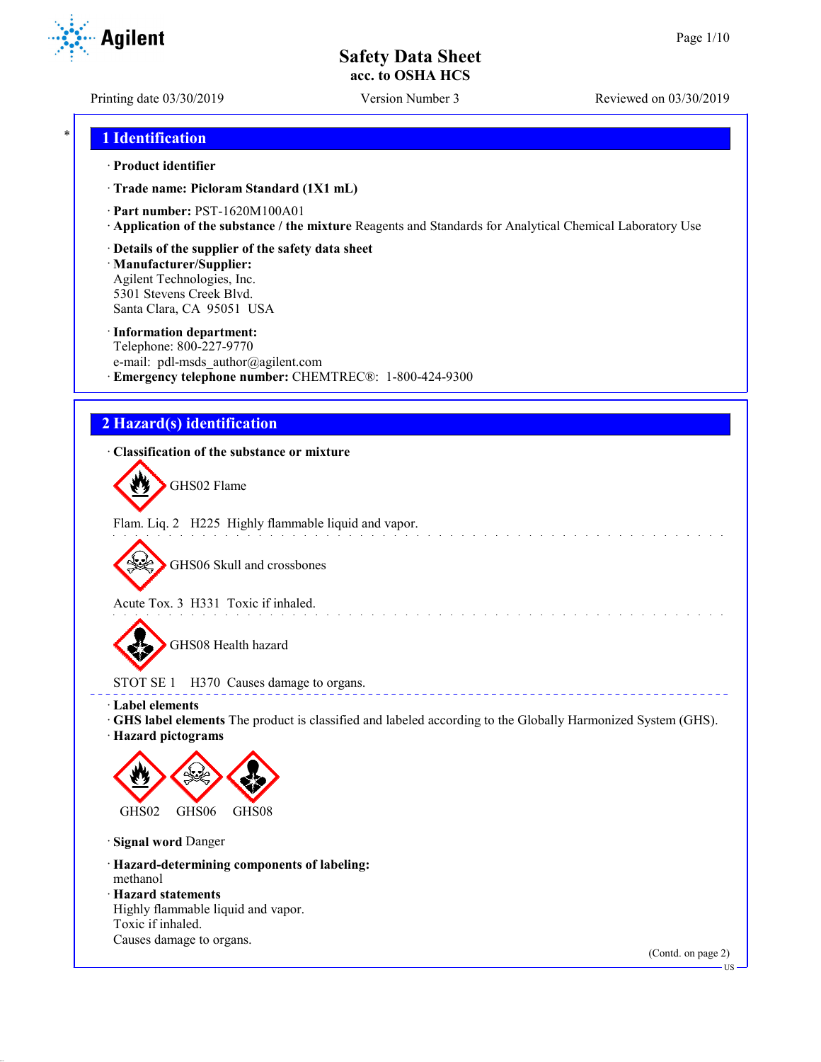# Safety Data Sheet
**acc. to OSHA HCS**

Printing date 03/30/2019 Version Number 3 Reviewed on 03/30/2019

## 1 Identification

· **Product identifier**

· **Trade name: Picloram Standard (1X1 mL)**

· **Part number:** PST-1620M100A01

· **Application of the substance / the mixture** Reagents and Standards for Analytical Chemical Laboratory Use

· **Details of the supplier of the safety data sheet**

· **Manufacturer/Supplier:**
Agilent Technologies, Inc.
5301 Stevens Creek Blvd.
Santa Clara, CA 95051 USA

· **Information department:**
Telephone: 800-227-9770
e-mail: pdl-msds_author@agilent.com

· **Emergency telephone number:** CHEMTREC®: 1-800-424-9300

## 2 Hazard(s) identification

· **Classification of the substance or mixture**

GHS02 Flame

Flam. Liq. 2 H225 Highly flammable liquid and vapor.

GHS06 Skull and crossbones

Acute Tox. 3 H331 Toxic if inhaled.

GHS08 Health hazard

STOT SE 1 H370 Causes damage to organs.

· **Label elements**

· **GHS label elements** The product is classified and labeled according to the Globally Harmonized System (GHS).

· **Hazard pictograms**

GHS02 GHS06 GHS08

· **Signal word** Danger

· **Hazard-determining components of labeling:**
methanol

· **Hazard statements**
Highly flammable liquid and vapor.
Toxic if inhaled.
Causes damage to organs.

(Contd. on page 2)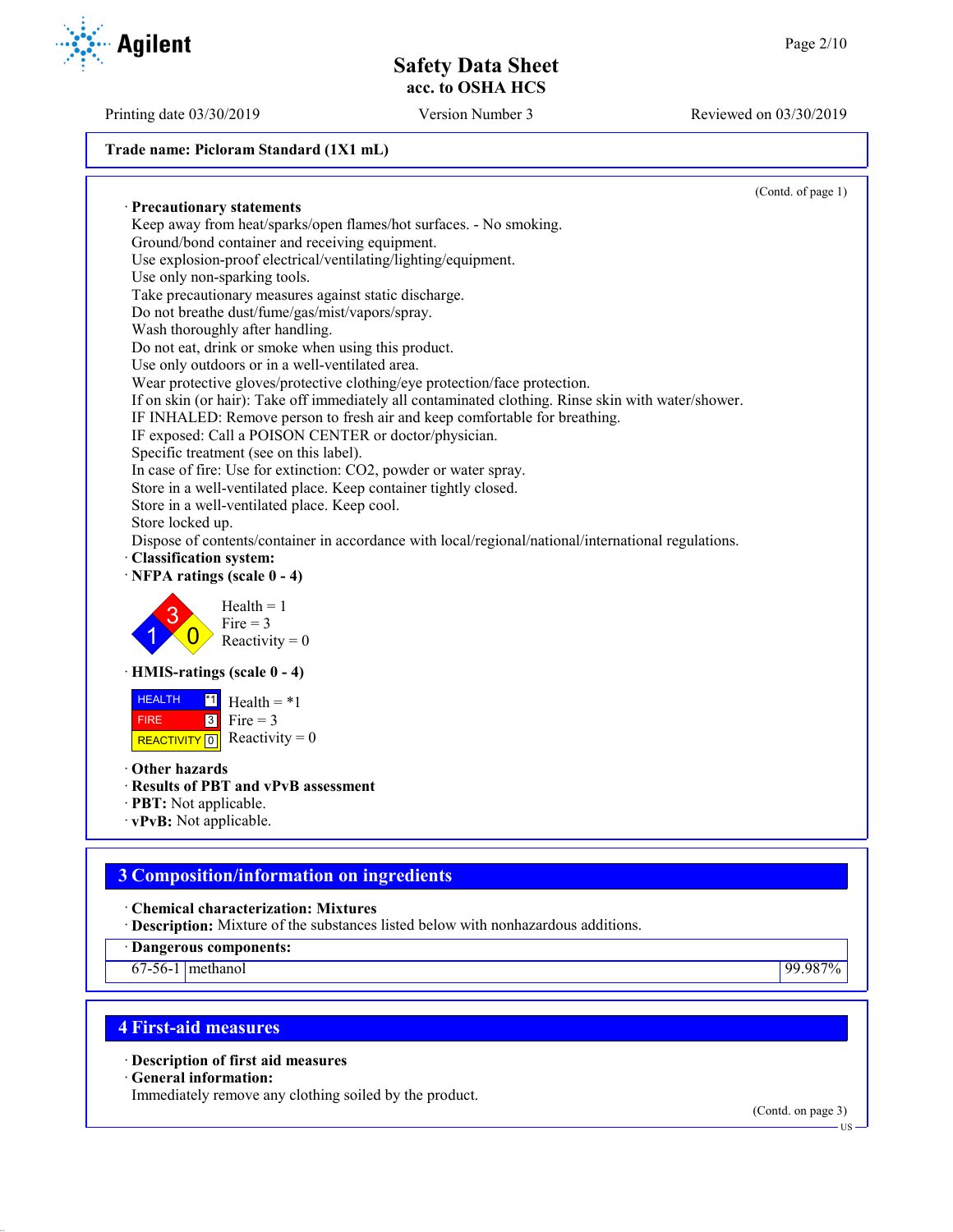Trade name: Picloram Standard (1X1 mL)

(Contd. of page 1)

· **Precautionary statements**

Keep away from heat/sparks/open flames/hot surfaces. - No smoking.
Ground/bond container and receiving equipment.
Use explosion-proof electrical/ventilating/lighting/equipment.
Use only non-sparking tools.
Take precautionary measures against static discharge.
Do not breathe dust/fume/gas/mist/vapors/spray.
Wash thoroughly after handling.
Do not eat, drink or smoke when using this product.
Use only outdoors or in a well-ventilated area.
Wear protective gloves/protective clothing/eye protection/face protection.
If on skin (or hair): Take off immediately all contaminated clothing. Rinse skin with water/shower.
IF INHALED: Remove person to fresh air and keep comfortable for breathing.
IF exposed: Call a POISON CENTER or doctor/physician.
Specific treatment (see on this label).
In case of fire: Use for extinction: $CO_2$, powder or water spray.
Store in a well-ventilated place. Keep container tightly closed.
Store in a well-ventilated place. Keep cool.
Store locked up.
Dispose of contents/container in accordance with local/regional/national/international regulations.

· **Classification system:**

· **NFPA ratings (scale 0 - 4)**

Health = 1
Fire = 3
Reactivity = 0

· **HMIS-ratings (scale 0 - 4)**

| | | |
|---|---|---|
| HEALTH | *1 | Health = *1 |
| FIRE | 3 | Fire = 3 |
| REACTIVITY | 0 | Reactivity = 0 |

· **Other hazards**

· **Results of PBT and vPvB assessment**

· **PBT:** Not applicable.

· **vPvB:** Not applicable.

## 3 Composition/information on ingredients

· **Chemical characterization: Mixtures**

· **Description:** Mixture of the substances listed below with nonhazardous additions.

· **Dangerous components:**

| | | |
|---|---|---|
| 67-56-1 | methanol | 99.987% |

## 4 First-aid measures

· **Description of first aid measures**

· **General information:**

Immediately remove any clothing soiled by the product.

(Contd. on page 3)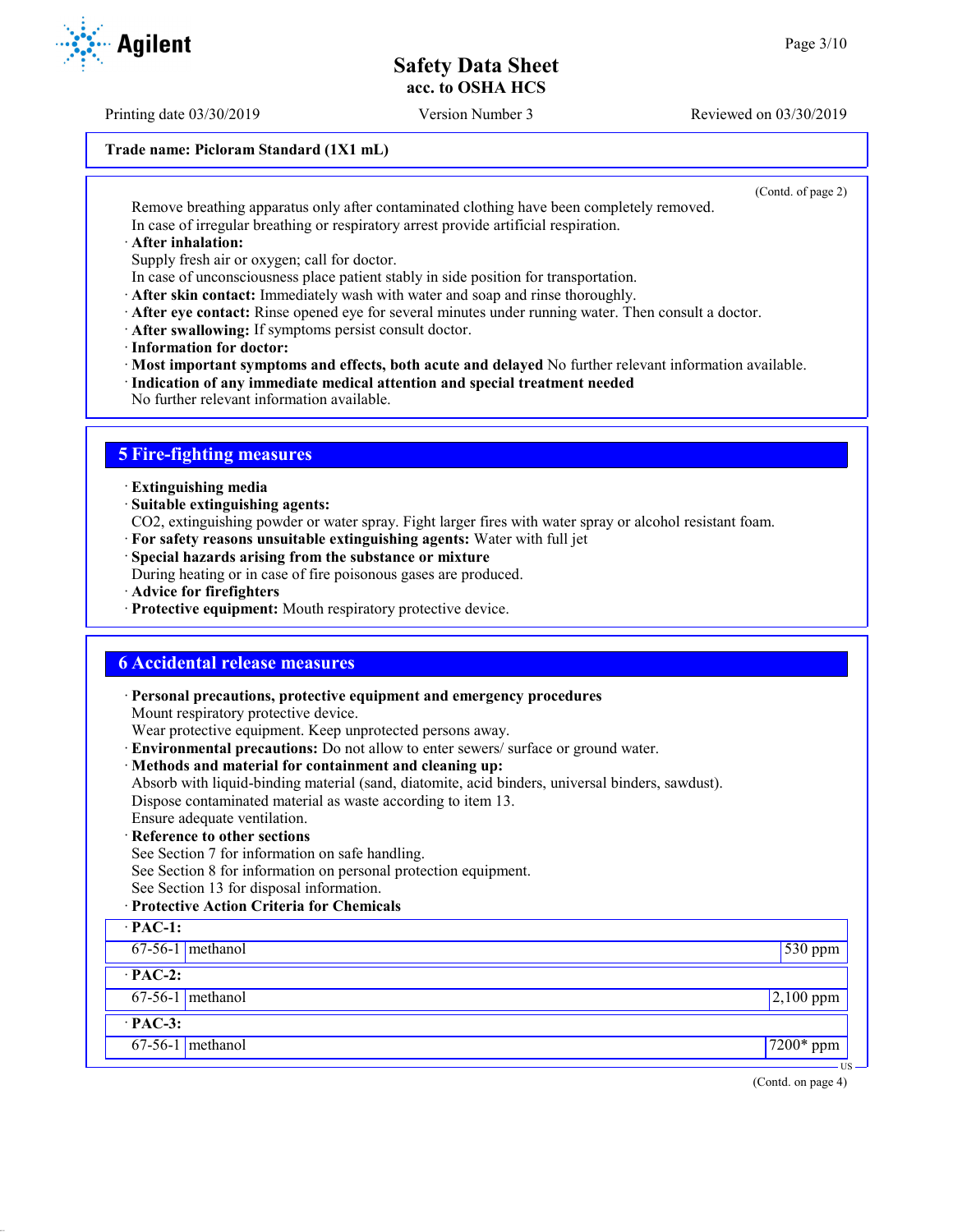**Trade name: Picloram Standard (1X1 mL)**

(Contd. of page 2)

Remove breathing apparatus only after contaminated clothing have been completely removed.
In case of irregular breathing or respiratory arrest provide artificial respiration.

· **After inhalation:**
Supply fresh air or oxygen; call for doctor.
In case of unconsciousness place patient stably in side position for transportation.
· **After skin contact:** Immediately wash with water and soap and rinse thoroughly.
· **After eye contact:** Rinse opened eye for several minutes under running water. Then consult a doctor.
· **After swallowing:** If symptoms persist consult doctor.
· **Information for doctor:**
· **Most important symptoms and effects, both acute and delayed** No further relevant information available.
· **Indication of any immediate medical attention and special treatment needed**
No further relevant information available.

## 5 Fire-fighting measures

· **Extinguishing media**
· **Suitable extinguishing agents:**
$CO_2$, extinguishing powder or water spray. Fight larger fires with water spray or alcohol resistant foam.
· **For safety reasons unsuitable extinguishing agents:** Water with full jet
· **Special hazards arising from the substance or mixture**
During heating or in case of fire poisonous gases are produced.
· **Advice for firefighters**
· **Protective equipment:** Mouth respiratory protective device.

## 6 Accidental release measures

· **Personal precautions, protective equipment and emergency procedures**
Mount respiratory protective device.
Wear protective equipment. Keep unprotected persons away.
· **Environmental precautions:** Do not allow to enter sewers/ surface or ground water.
· **Methods and material for containment and cleaning up:**
Absorb with liquid-binding material (sand, diatomite, acid binders, universal binders, sawdust).
Dispose contaminated material as waste according to item 13.
Ensure adequate ventilation.
· **Reference to other sections**
See Section 7 for information on safe handling.
See Section 8 for information on personal protection equipment.
See Section 13 for disposal information.
· **Protective Action Criteria for Chemicals**

| · **PAC-1:** | | |
|---|---|---|
| 67-56-1 | methanol | 530 ppm |
| · **PAC-2:** | | |
| 67-56-1 | methanol | 2,100 ppm |
| · **PAC-3:** | | |
| 67-56-1 | methanol | 7200* ppm |

(Contd. on page 4)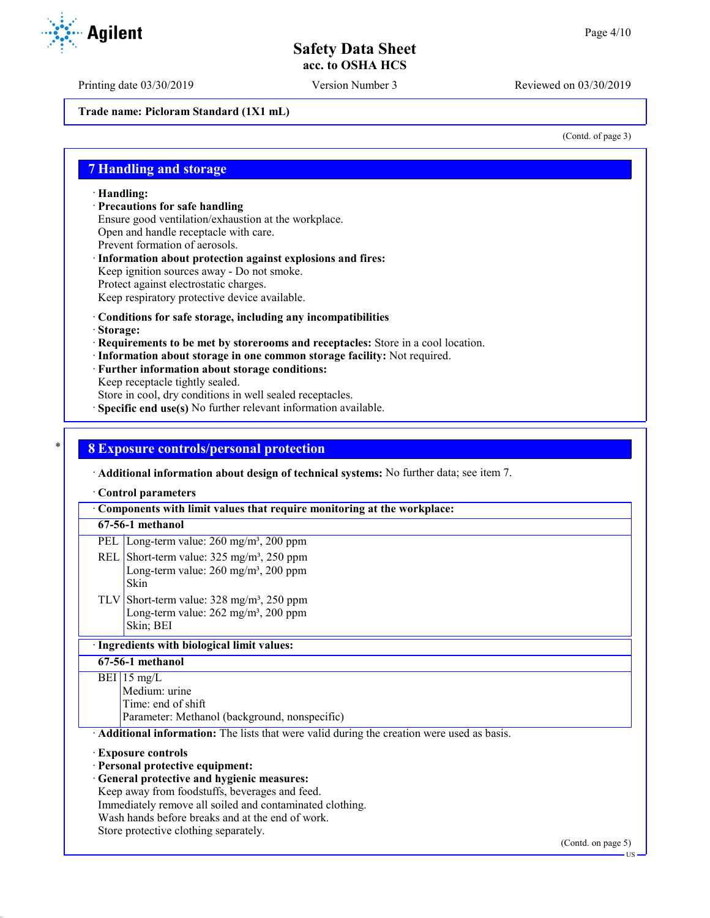Trade name: Picloram Standard (1X1 mL)

(Contd. of page 3)

## 7 Handling and storage

· **Handling:**
· **Precautions for safe handling**
Ensure good ventilation/exhaustion at the workplace.
Open and handle receptacle with care.
Prevent formation of aerosols.
· **Information about protection against explosions and fires:**
Keep ignition sources away - Do not smoke.
Protect against electrostatic charges.
Keep respiratory protective device available.

· **Conditions for safe storage, including any incompatibilities**
· **Storage:**
· **Requirements to be met by storerooms and receptacles:** Store in a cool location.
· **Information about storage in one common storage facility:** Not required.
· **Further information about storage conditions:**
Keep receptacle tightly sealed.
Store in cool, dry conditions in well sealed receptacles.
· **Specific end use(s)** No further relevant information available.

## 8 Exposure controls/personal protection

· **Additional information about design of technical systems:** No further data; see item 7.

· **Control parameters**

| · **Components with limit values that require monitoring at the workplace:** | |
|---|---|
| **67-56-1 methanol** | |
| PEL | Long-term value: 260 mg/m³, 200 ppm |
| REL | Short-term value: 325 mg/m³, 250 ppm<br>Long-term value: 260 mg/m³, 200 ppm<br>Skin |
| TLV | Short-term value: 328 mg/m³, 250 ppm<br>Long-term value: 262 mg/m³, 200 ppm<br>Skin; BEI |

| · **Ingredients with biological limit values:** | |
|---|---|
| **67-56-1 methanol** | |
| BEI | 15 mg/L<br>Medium: urine<br>Time: end of shift<br>Parameter: Methanol (background, nonspecific) |

· **Additional information:** The lists that were valid during the creation were used as basis.

· **Exposure controls**
· **Personal protective equipment:**
· **General protective and hygienic measures:**
Keep away from foodstuffs, beverages and feed.
Immediately remove all soiled and contaminated clothing.
Wash hands before breaks and at the end of work.
Store protective clothing separately.

(Contd. on page 5)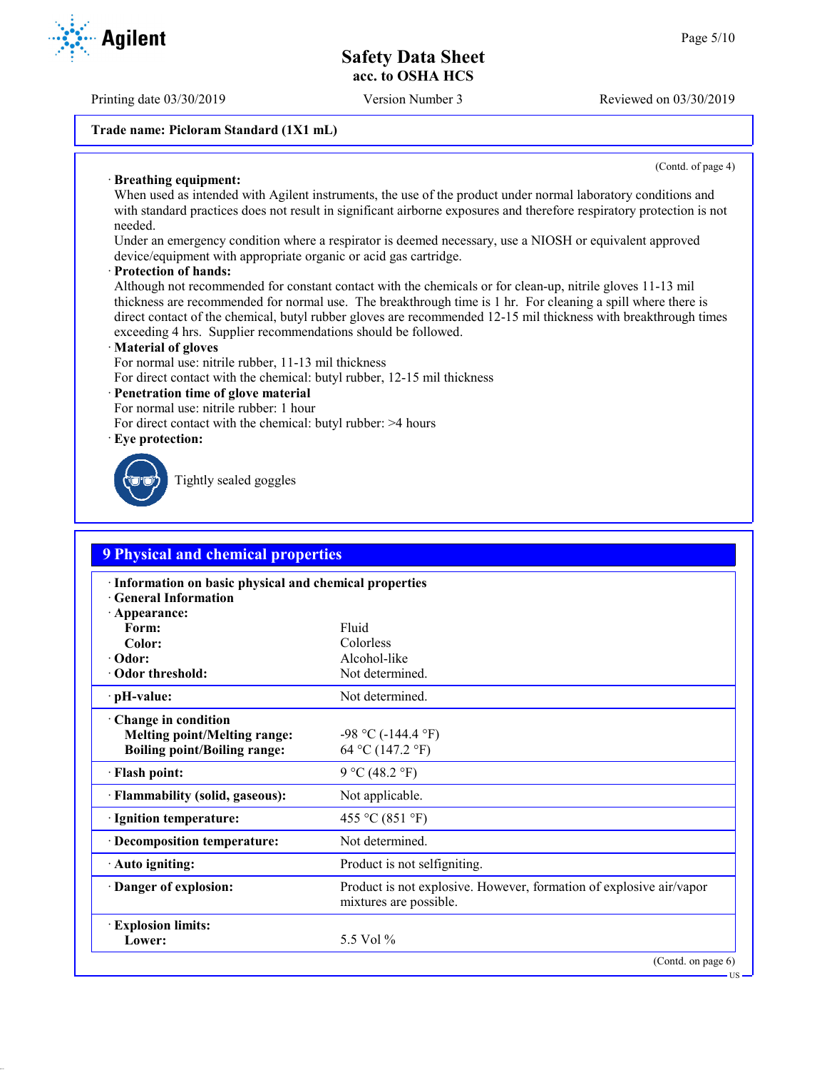**Trade name: Picloram Standard (1X1 mL)**

(Contd. of page 4)

· **Breathing equipment:**
When used as intended with Agilent instruments, the use of the product under normal laboratory conditions and with standard practices does not result in significant airborne exposures and therefore respiratory protection is not needed.
Under an emergency condition where a respirator is deemed necessary, use a NIOSH or equivalent approved device/equipment with appropriate organic or acid gas cartridge.

· **Protection of hands:**
Although not recommended for constant contact with the chemicals or for clean-up, nitrile gloves 11-13 mil thickness are recommended for normal use. The breakthrough time is 1 hr. For cleaning a spill where there is direct contact of the chemical, butyl rubber gloves are recommended 12-15 mil thickness with breakthrough times exceeding 4 hrs. Supplier recommendations should be followed.

· **Material of gloves**
For normal use: nitrile rubber, 11-13 mil thickness
For direct contact with the chemical: butyl rubber, 12-15 mil thickness

· **Penetration time of glove material**
For normal use: nitrile rubber: 1 hour
For direct contact with the chemical: butyl rubber: >4 hours

· **Eye protection:**

Tightly sealed goggles

## 9 Physical and chemical properties

· **Information on basic physical and chemical properties**
· **General Information**

| | |
|---|---|
| · **Appearance:** | |
| **Form:** | Fluid |
| **Color:** | Colorless |
| · **Odor:** | Alcohol-like |
| · **Odor threshold:** | Not determined. |
| · **pH-value:** | Not determined. |
| · **Change in condition** | |
| **Melting point/Melting range:** | -98 °C (-144.4 °F) |
| **Boiling point/Boiling range:** | 64 °C (147.2 °F) |
| · **Flash point:** | 9 °C (48.2 °F) |
| · **Flammability (solid, gaseous):** | Not applicable. |
| · **Ignition temperature:** | 455 °C (851 °F) |
| · **Decomposition temperature:** | Not determined. |
| · **Auto igniting:** | Product is not selfigniting. |
| · **Danger of explosion:** | Product is not explosive. However, formation of explosive air/vapor mixtures are possible. |
| · **Explosion limits:** | |
| **Lower:** | 5.5 Vol % |

(Contd. on page 6)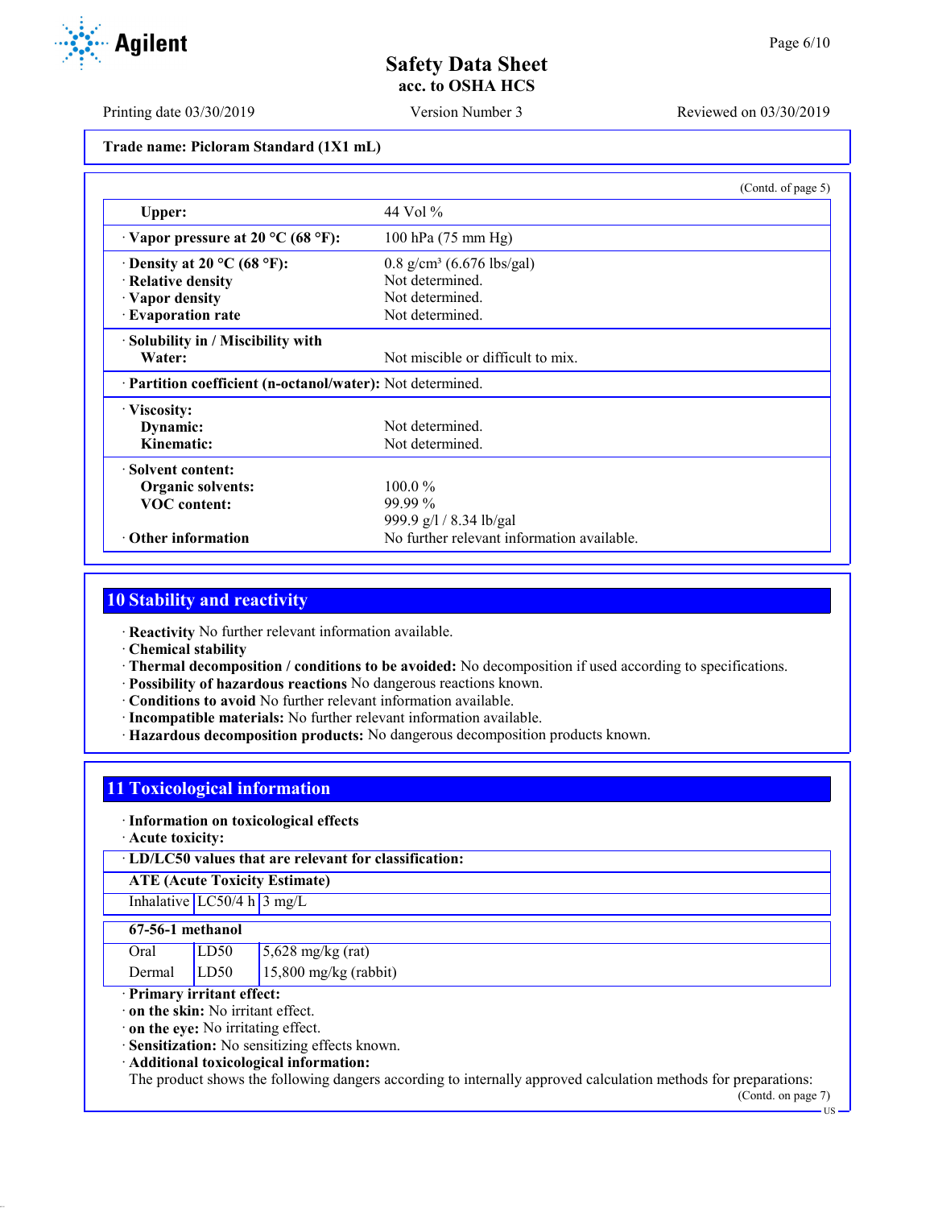**Trade name: Picloram Standard (1X1 mL)**

(Contd. of page 5)

| | |
|---|---|
| **Upper:** | 44 Vol % |
| · **Vapor pressure at 20 °C (68 °F):** | 100 hPa (75 mm Hg) |
| · **Density at 20 °C (68 °F):** | 0.8 g/cm³ (6.676 lbs/gal) |
| · **Relative density** | Not determined. |
| · **Vapor density** | Not determined. |
| · **Evaporation rate** | Not determined. |
| · **Solubility in / Miscibility with Water:** | Not miscible or difficult to mix. |
| · **Partition coefficient (n-octanol/water):** | Not determined. |
| · **Viscosity:** | |
| **Dynamic:** | Not determined. |
| **Kinematic:** | Not determined. |
| · **Solvent content:** | |
| **Organic solvents:** | 100.0 % |
| **VOC content:** | 99.99 % |
| | 999.9 g/l / 8.34 lb/gal |
| · **Other information** | No further relevant information available. |

## 10 Stability and reactivity

· **Reactivity** No further relevant information available.
· **Chemical stability**
· **Thermal decomposition / conditions to be avoided:** No decomposition if used according to specifications.
· **Possibility of hazardous reactions** No dangerous reactions known.
· **Conditions to avoid** No further relevant information available.
· **Incompatible materials:** No further relevant information available.
· **Hazardous decomposition products:** No dangerous decomposition products known.

## 11 Toxicological information

· **Information on toxicological effects**
· **Acute toxicity:**

· **LD/LC50 values that are relevant for classification:**

| **ATE (Acute Toxicity Estimate)** | | |
|---|---|---|
| Inhalative | LC50/4 h | 3 mg/L |

| **67-56-1 methanol** | | |
|---|---|---|
| Oral | LD50 | 5,628 mg/kg (rat) |
| Dermal | LD50 | 15,800 mg/kg (rabbit) |

· **Primary irritant effect:**
· **on the skin:** No irritant effect.
· **on the eye:** No irritating effect.
· **Sensitization:** No sensitizing effects known.
· **Additional toxicological information:**
The product shows the following dangers according to internally approved calculation methods for preparations:

(Contd. on page 7)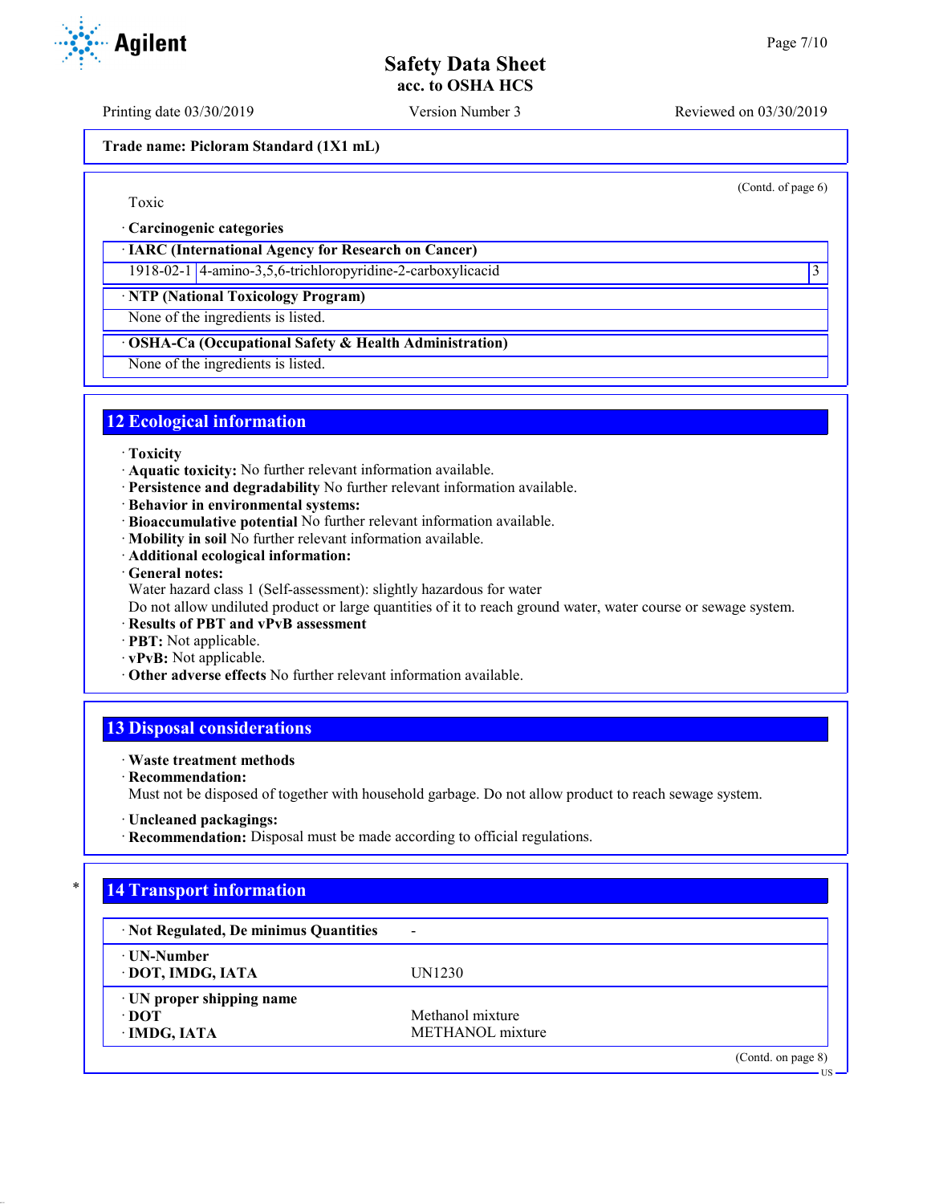Toxic

· **Carcinogenic categories**

| · IARC (International Agency for Research on Cancer) | | |
|---|---|---|
| 1918-02-1 | 4-amino-3,5,6-trichloropyridine-2-carboxylicacid | 3 |

| · NTP (National Toxicology Program) |
|---|
| None of the ingredients is listed. |

| · OSHA-Ca (Occupational Safety & Health Administration) |
|---|
| None of the ingredients is listed. |

## 12 Ecological information

· **Toxicity**
· **Aquatic toxicity:** No further relevant information available.
· **Persistence and degradability** No further relevant information available.
· **Behavior in environmental systems:**
· **Bioaccumulative potential** No further relevant information available.
· **Mobility in soil** No further relevant information available.
· **Additional ecological information:**
· **General notes:**
Water hazard class 1 (Self-assessment): slightly hazardous for water
Do not allow undiluted product or large quantities of it to reach ground water, water course or sewage system.
· **Results of PBT and vPvB assessment**
· **PBT:** Not applicable.
· **vPvB:** Not applicable.
· **Other adverse effects** No further relevant information available.

## 13 Disposal considerations

· **Waste treatment methods**
· **Recommendation:**
Must not be disposed of together with household garbage. Do not allow product to reach sewage system.

· **Uncleaned packagings:**
· **Recommendation:** Disposal must be made according to official regulations.

## * 14 Transport information

| · Not Regulated, De minimus Quantities | - |
|---|---|
| · UN-Number<br>· DOT, IMDG, IATA | UN1230 |
| · UN proper shipping name<br>· DOT<br>· IMDG, IATA | <br>Methanol mixture<br>METHANOL mixture |

(Contd. on page 8)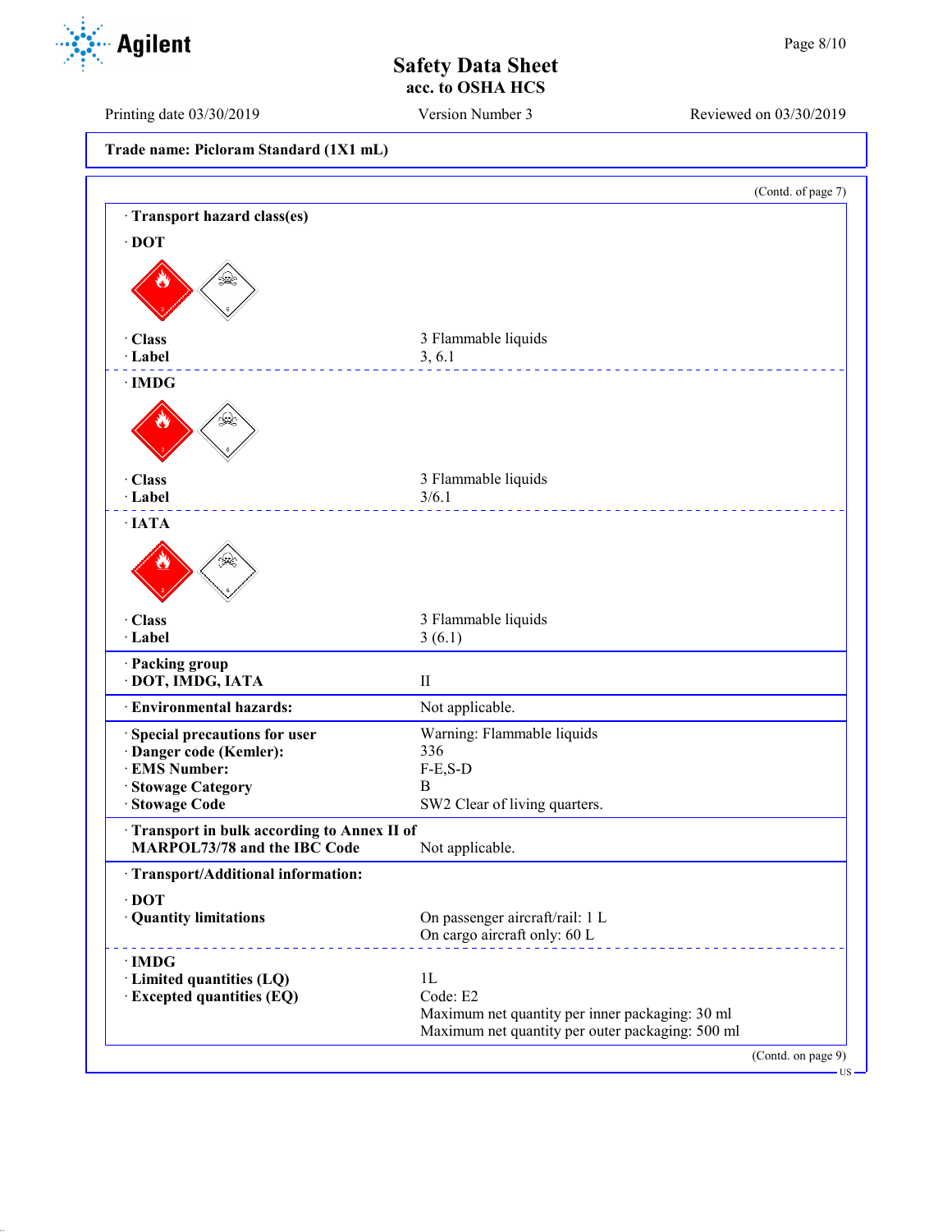**Trade name: Picloram Standard (1X1 mL)**

(Contd. of page 7)

· **Transport hazard class(es)**

· **DOT**

| | |
|---|---|
| · **Class** | 3 Flammable liquids |
| · **Label** | 3, 6.1 |

· **IMDG**

| | |
|---|---|
| · **Class** | 3 Flammable liquids |
| · **Label** | 3/6.1 |

· **IATA**

| | |
|---|---|
| · **Class** | 3 Flammable liquids |
| · **Label** | 3 (6.1) |

| | |
|---|---|
| · **Packing group** | |
| · **DOT, IMDG, IATA** | II |
| · **Environmental hazards:** | Not applicable. |
| · **Special precautions for user** | Warning: Flammable liquids |
| · **Danger code (Kemler):** | 336 |
| · **EMS Number:** | F-E,S-D |
| · **Stowage Category** | B |
| · **Stowage Code** | SW2 Clear of living quarters. |
| · **Transport in bulk according to Annex II of MARPOL73/78 and the IBC Code** | Not applicable. |

· **Transport/Additional information:**

· **DOT**

| | |
|---|---|
| · **Quantity limitations** | On passenger aircraft/rail: 1 L<br>On cargo aircraft only: 60 L |

· **IMDG**

| | |
|---|---|
| · **Limited quantities (LQ)** | 1L |
| · **Excepted quantities (EQ)** | Code: E2<br>Maximum net quantity per inner packaging: 30 ml<br>Maximum net quantity per outer packaging: 500 ml |

(Contd. on page 9)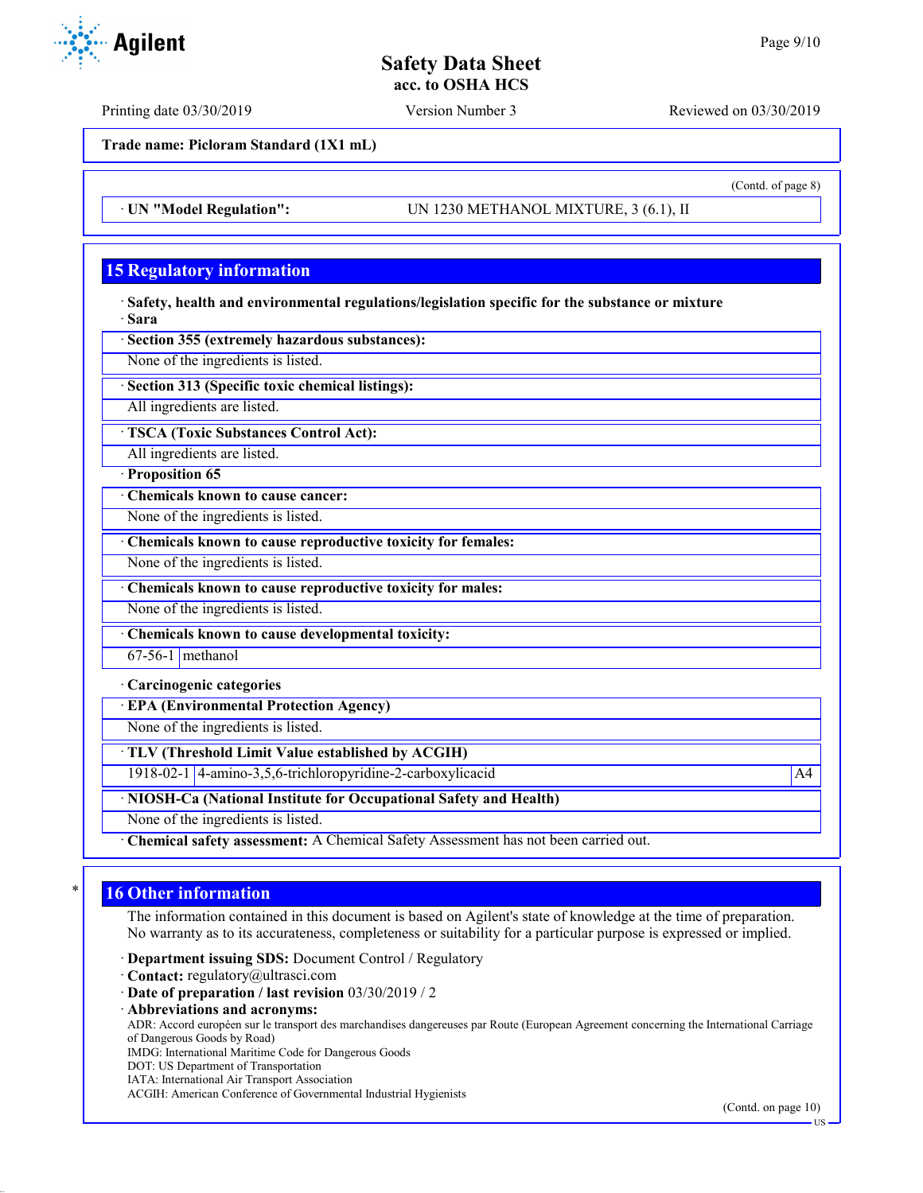**Trade name: Picloram Standard (1X1 mL)**

(Contd. of page 8)

· **UN "Model Regulation":** UN 1230 METHANOL MIXTURE, 3 (6.1), II

## 15 Regulatory information

· **Safety, health and environmental regulations/legislation specific for the substance or mixture**
· **Sara**

· **Section 355 (extremely hazardous substances):**
None of the ingredients is listed.

· **Section 313 (Specific toxic chemical listings):**
All ingredients are listed.

· **TSCA (Toxic Substances Control Act):**
All ingredients are listed.

· **Proposition 65**

· **Chemicals known to cause cancer:**
None of the ingredients is listed.

· **Chemicals known to cause reproductive toxicity for females:**
None of the ingredients is listed.

· **Chemicals known to cause reproductive toxicity for males:**
None of the ingredients is listed.

· **Chemicals known to cause developmental toxicity:**

| 67-56-1 | methanol |
|---|---|

· **Carcinogenic categories**

· **EPA (Environmental Protection Agency)**
None of the ingredients is listed.

· **TLV (Threshold Limit Value established by ACGIH)**

| 1918-02-1 | 4-amino-3,5,6-trichloropyridine-2-carboxylicacid | A4 |
|---|---|---|

· **NIOSH-Ca (National Institute for Occupational Safety and Health)**
None of the ingredients is listed.

· **Chemical safety assessment:** A Chemical Safety Assessment has not been carried out.

## 16 Other information

The information contained in this document is based on Agilent's state of knowledge at the time of preparation. No warranty as to its accurateness, completeness or suitability for a particular purpose is expressed or implied.

· **Department issuing SDS:** Document Control / Regulatory
· **Contact:** regulatory@ultrasci.com
· **Date of preparation / last revision** 03/30/2019 / 2
· **Abbreviations and acronyms:**
ADR: Accord européen sur le transport des marchandises dangereuses par Route (European Agreement concerning the International Carriage of Dangerous Goods by Road)
IMDG: International Maritime Code for Dangerous Goods
DOT: US Department of Transportation
IATA: International Air Transport Association
ACGIH: American Conference of Governmental Industrial Hygienists

(Contd. on page 10)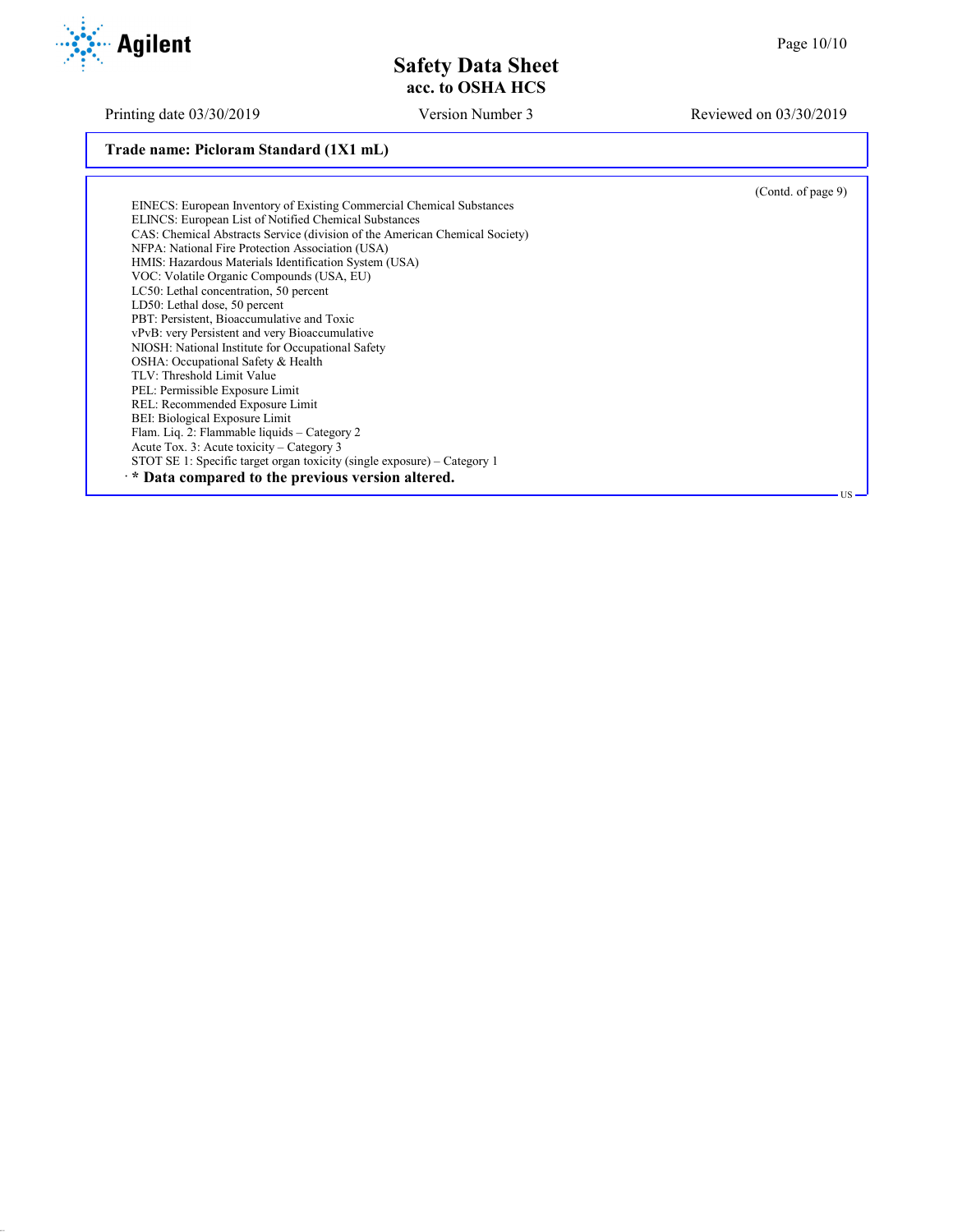**Trade name: Picloram Standard (1X1 mL)**

(Contd. of page 9)

EINECS: European Inventory of Existing Commercial Chemical Substances
ELINCS: European List of Notified Chemical Substances
CAS: Chemical Abstracts Service (division of the American Chemical Society)
NFPA: National Fire Protection Association (USA)
HMIS: Hazardous Materials Identification System (USA)
VOC: Volatile Organic Compounds (USA, EU)
LC50: Lethal concentration, 50 percent
LD50: Lethal dose, 50 percent
PBT: Persistent, Bioaccumulative and Toxic
vPvB: very Persistent and very Bioaccumulative
NIOSH: National Institute for Occupational Safety
OSHA: Occupational Safety & Health
TLV: Threshold Limit Value
PEL: Permissible Exposure Limit
REL: Recommended Exposure Limit
BEI: Biological Exposure Limit
Flam. Liq. 2: Flammable liquids – Category 2
Acute Tox. 3: Acute toxicity – Category 3
STOT SE 1: Specific target organ toxicity (single exposure) – Category 1

· **\* Data compared to the previous version altered.**

US